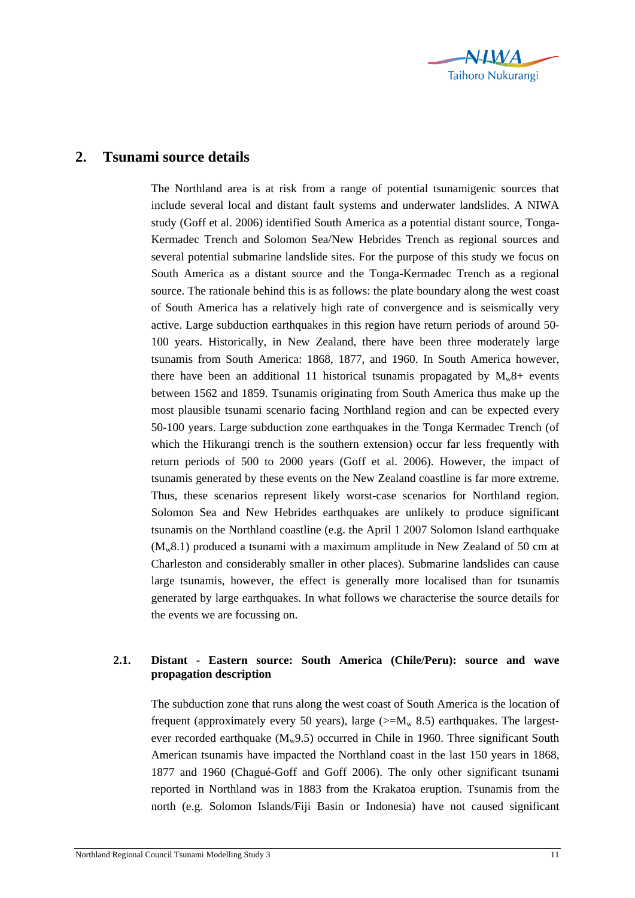# 2. Tsunami source details

The Northland area is at risk from a range of potential tsunamigenic sources that include several local and distant fault systems and underwater landslides. A NIWA study (Goff et al. 2006) identified South America as a potential distant source, Tonga-Kermadec Trench and Solomon Sea/New Hebrides Trench as regional sources and several potential submarine landslide sites. For the purpose of this study we focus on South America as a distant source and the Tonga-Kermadec Trench as a regional source. The rationale behind this is as follows: the plate boundary along the west coast of South America has a relatively high rate of convergence and is seismically very active. Large subduction earthquakes in this region have return periods of around 50-100 years. Historically, in New Zealand, there have been three moderately large tsunamis from South America: 1868, 1877, and 1960. In South America however, there have been an additional 11 historical tsunamis propagated by $M_w$8+ events between 1562 and 1859. Tsunamis originating from South America thus make up the most plausible tsunami scenario facing Northland region and can be expected every 50-100 years. Large subduction zone earthquakes in the Tonga Kermadec Trench (of which the Hikurangi trench is the southern extension) occur far less frequently with return periods of 500 to 2000 years (Goff et al. 2006). However, the impact of tsunamis generated by these events on the New Zealand coastline is far more extreme. Thus, these scenarios represent likely worst-case scenarios for Northland region. Solomon Sea and New Hebrides earthquakes are unlikely to produce significant tsunamis on the Northland coastline (e.g. the April 1 2007 Solomon Island earthquake ($M_w$8.1) produced a tsunami with a maximum amplitude in New Zealand of 50 cm at Charleston and considerably smaller in other places). Submarine landslides can cause large tsunamis, however, the effect is generally more localised than for tsunamis generated by large earthquakes. In what follows we characterise the source details for the events we are focussing on.

## 2.1. Distant - Eastern source: South America (Chile/Peru): source and wave propagation description

The subduction zone that runs along the west coast of South America is the location of frequent (approximately every 50 years), large ($>=M_w$ 8.5) earthquakes. The largest-ever recorded earthquake ($M_w$9.5) occurred in Chile in 1960. Three significant South American tsunamis have impacted the Northland coast in the last 150 years in 1868, 1877 and 1960 (Chagué-Goff and Goff 2006). The only other significant tsunami reported in Northland was in 1883 from the Krakatoa eruption. Tsunamis from the north (e.g. Solomon Islands/Fiji Basin or Indonesia) have not caused significant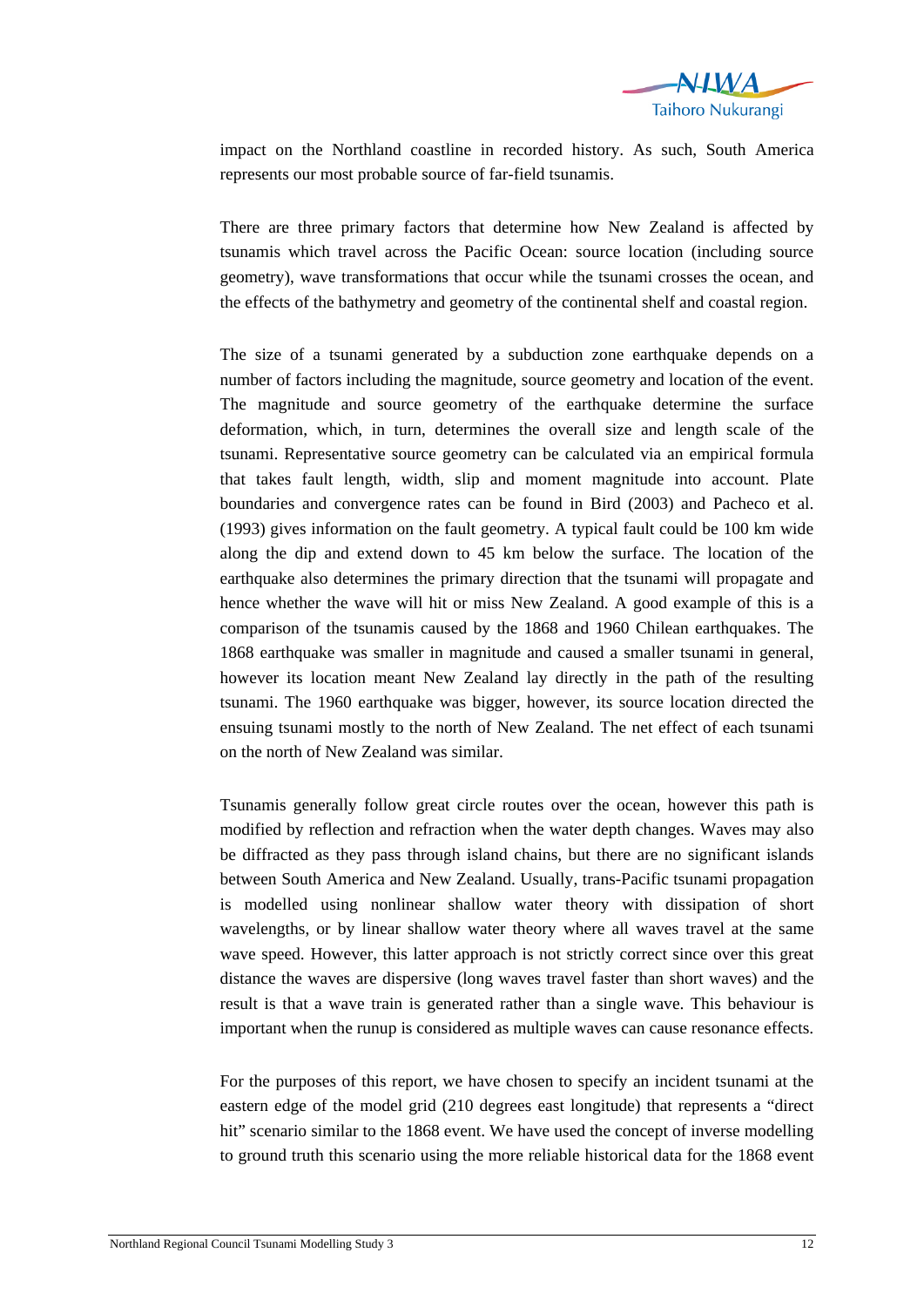impact on the Northland coastline in recorded history. As such, South America represents our most probable source of far-field tsunamis.

There are three primary factors that determine how New Zealand is affected by tsunamis which travel across the Pacific Ocean: source location (including source geometry), wave transformations that occur while the tsunami crosses the ocean, and the effects of the bathymetry and geometry of the continental shelf and coastal region.

The size of a tsunami generated by a subduction zone earthquake depends on a number of factors including the magnitude, source geometry and location of the event. The magnitude and source geometry of the earthquake determine the surface deformation, which, in turn, determines the overall size and length scale of the tsunami. Representative source geometry can be calculated via an empirical formula that takes fault length, width, slip and moment magnitude into account. Plate boundaries and convergence rates can be found in Bird (2003) and Pacheco et al. (1993) gives information on the fault geometry. A typical fault could be 100 km wide along the dip and extend down to 45 km below the surface. The location of the earthquake also determines the primary direction that the tsunami will propagate and hence whether the wave will hit or miss New Zealand. A good example of this is a comparison of the tsunamis caused by the 1868 and 1960 Chilean earthquakes. The 1868 earthquake was smaller in magnitude and caused a smaller tsunami in general, however its location meant New Zealand lay directly in the path of the resulting tsunami. The 1960 earthquake was bigger, however, its source location directed the ensuing tsunami mostly to the north of New Zealand. The net effect of each tsunami on the north of New Zealand was similar.

Tsunamis generally follow great circle routes over the ocean, however this path is modified by reflection and refraction when the water depth changes. Waves may also be diffracted as they pass through island chains, but there are no significant islands between South America and New Zealand. Usually, trans-Pacific tsunami propagation is modelled using nonlinear shallow water theory with dissipation of short wavelengths, or by linear shallow water theory where all waves travel at the same wave speed. However, this latter approach is not strictly correct since over this great distance the waves are dispersive (long waves travel faster than short waves) and the result is that a wave train is generated rather than a single wave. This behaviour is important when the runup is considered as multiple waves can cause resonance effects.

For the purposes of this report, we have chosen to specify an incident tsunami at the eastern edge of the model grid (210 degrees east longitude) that represents a "direct hit" scenario similar to the 1868 event. We have used the concept of inverse modelling to ground truth this scenario using the more reliable historical data for the 1868 event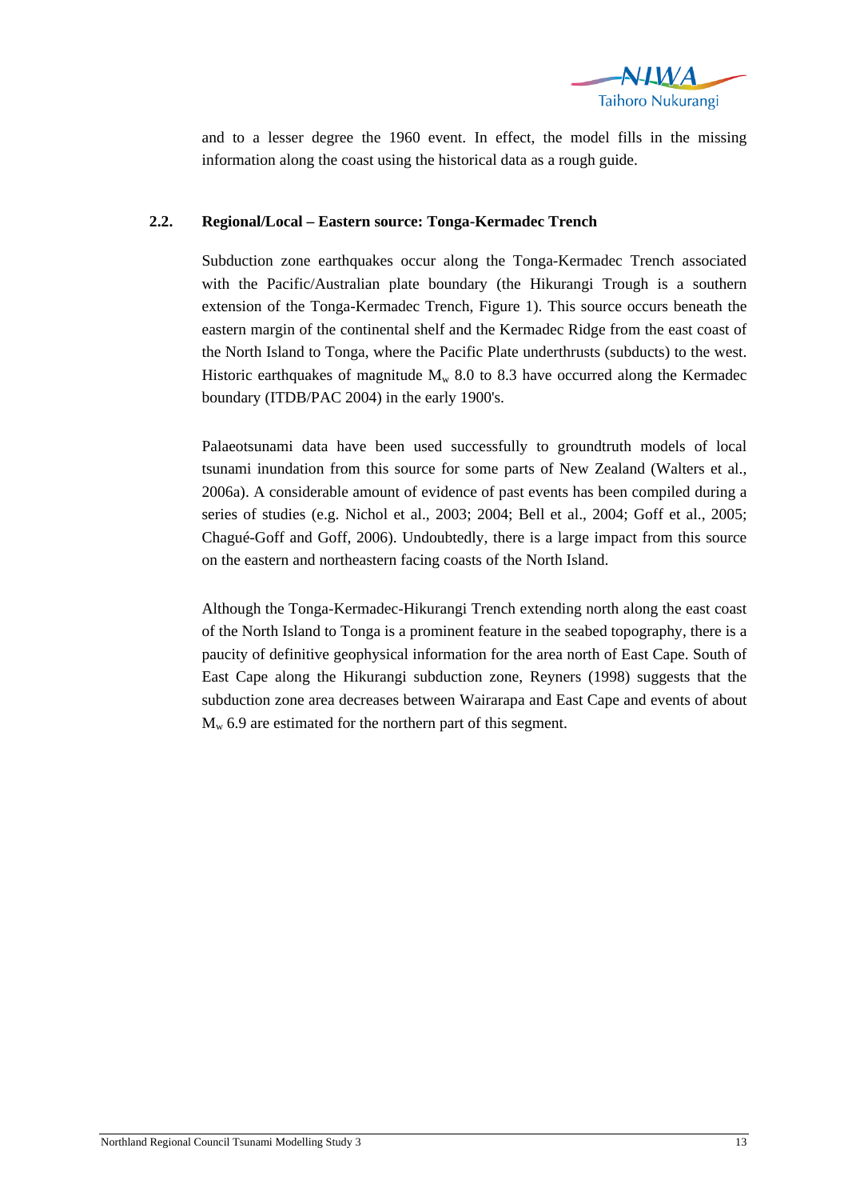and to a lesser degree the 1960 event. In effect, the model fills in the missing information along the coast using the historical data as a rough guide.

## 2.2. Regional/Local – Eastern source: Tonga-Kermadec Trench

Subduction zone earthquakes occur along the Tonga-Kermadec Trench associated with the Pacific/Australian plate boundary (the Hikurangi Trough is a southern extension of the Tonga-Kermadec Trench, Figure 1). This source occurs beneath the eastern margin of the continental shelf and the Kermadec Ridge from the east coast of the North Island to Tonga, where the Pacific Plate underthrusts (subducts) to the west. Historic earthquakes of magnitude $M_w$ 8.0 to 8.3 have occurred along the Kermadec boundary (ITDB/PAC 2004) in the early 1900's.

Palaeotsunami data have been used successfully to groundtruth models of local tsunami inundation from this source for some parts of New Zealand (Walters et al., 2006a). A considerable amount of evidence of past events has been compiled during a series of studies (e.g. Nichol et al., 2003; 2004; Bell et al., 2004; Goff et al., 2005; Chagué-Goff and Goff, 2006). Undoubtedly, there is a large impact from this source on the eastern and northeastern facing coasts of the North Island.

Although the Tonga-Kermadec-Hikurangi Trench extending north along the east coast of the North Island to Tonga is a prominent feature in the seabed topography, there is a paucity of definitive geophysical information for the area north of East Cape. South of East Cape along the Hikurangi subduction zone, Reyners (1998) suggests that the subduction zone area decreases between Wairarapa and East Cape and events of about $M_w$ 6.9 are estimated for the northern part of this segment.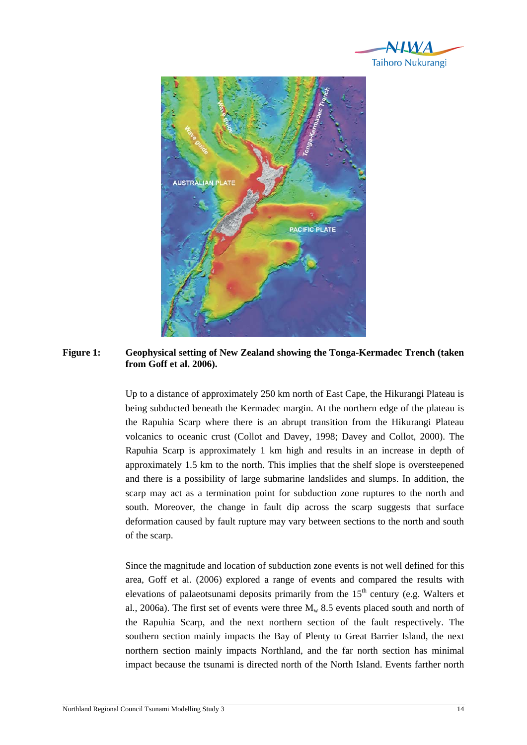**Figure 1:** **Geophysical setting of New Zealand showing the Tonga-Kermadec Trench (taken from Goff et al. 2006).**

Up to a distance of approximately 250 km north of East Cape, the Hikurangi Plateau is being subducted beneath the Kermadec margin. At the northern edge of the plateau is the Rapuhia Scarp where there is an abrupt transition from the Hikurangi Plateau volcanics to oceanic crust (Collot and Davey, 1998; Davey and Collot, 2000). The Rapuhia Scarp is approximately 1 km high and results in an increase in depth of approximately 1.5 km to the north. This implies that the shelf slope is oversteepened and there is a possibility of large submarine landslides and slumps. In addition, the scarp may act as a termination point for subduction zone ruptures to the north and south. Moreover, the change in fault dip across the scarp suggests that surface deformation caused by fault rupture may vary between sections to the north and south of the scarp.

Since the magnitude and location of subduction zone events is not well defined for this area, Goff et al. (2006) explored a range of events and compared the results with elevations of palaeotsunami deposits primarily from the 15th century (e.g. Walters et al., 2006a). The first set of events were three $M_w$ 8.5 events placed south and north of the Rapuhia Scarp, and the next northern section of the fault respectively. The southern section mainly impacts the Bay of Plenty to Great Barrier Island, the next northern section mainly impacts Northland, and the far north section has minimal impact because the tsunami is directed north of the North Island. Events farther north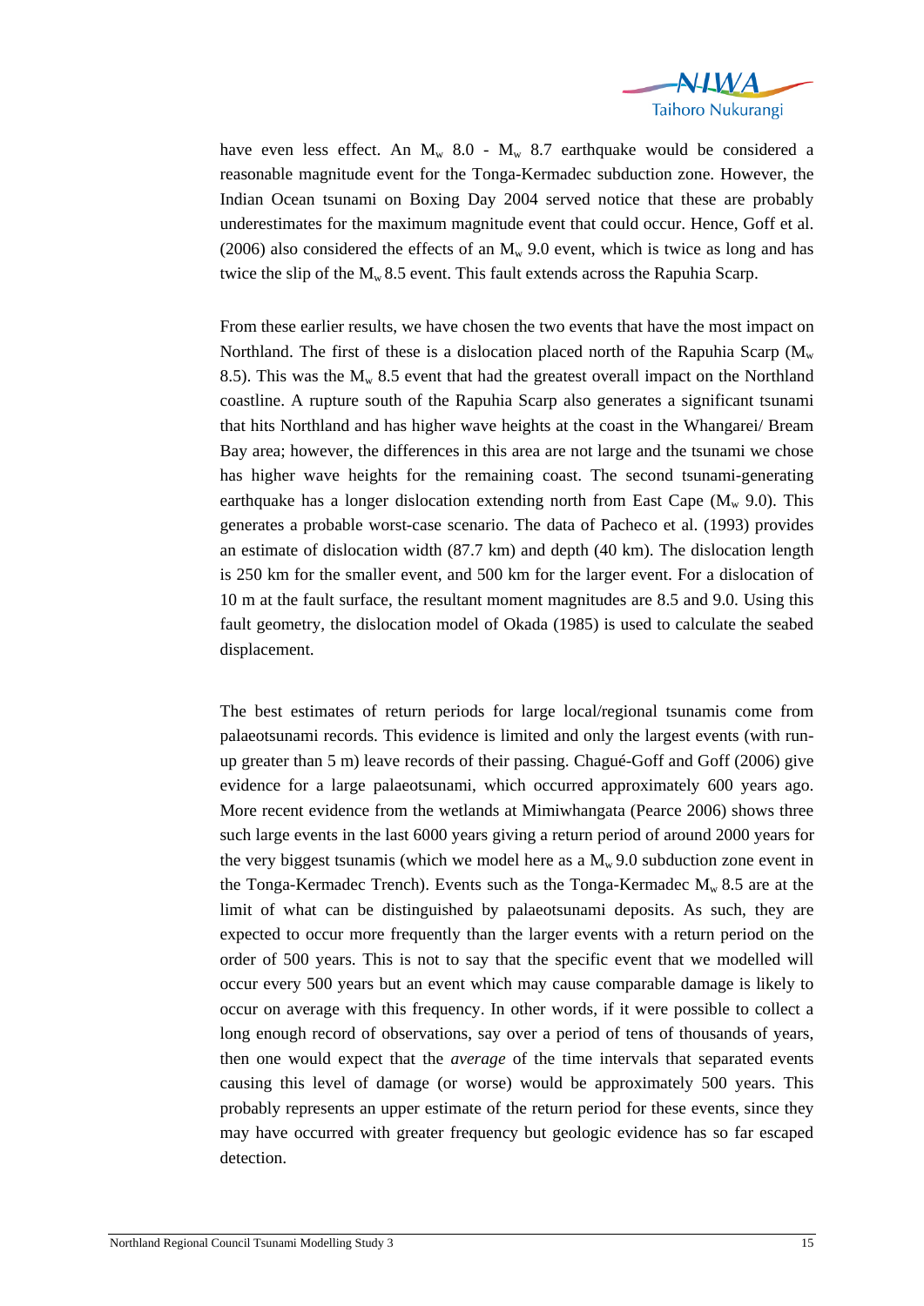have even less effect. An $M_w$ 8.0 - $M_w$ 8.7 earthquake would be considered a reasonable magnitude event for the Tonga-Kermadec subduction zone. However, the Indian Ocean tsunami on Boxing Day 2004 served notice that these are probably underestimates for the maximum magnitude event that could occur. Hence, Goff et al. (2006) also considered the effects of an $M_w$ 9.0 event, which is twice as long and has twice the slip of the $M_w$ 8.5 event. This fault extends across the Rapuhia Scarp.

From these earlier results, we have chosen the two events that have the most impact on Northland. The first of these is a dislocation placed north of the Rapuhia Scarp ($M_w$ 8.5). This was the $M_w$ 8.5 event that had the greatest overall impact on the Northland coastline. A rupture south of the Rapuhia Scarp also generates a significant tsunami that hits Northland and has higher wave heights at the coast in the Whangarei/ Bream Bay area; however, the differences in this area are not large and the tsunami we chose has higher wave heights for the remaining coast. The second tsunami-generating earthquake has a longer dislocation extending north from East Cape ($M_w$ 9.0). This generates a probable worst-case scenario. The data of Pacheco et al. (1993) provides an estimate of dislocation width (87.7 km) and depth (40 km). The dislocation length is 250 km for the smaller event, and 500 km for the larger event. For a dislocation of 10 m at the fault surface, the resultant moment magnitudes are 8.5 and 9.0. Using this fault geometry, the dislocation model of Okada (1985) is used to calculate the seabed displacement.

The best estimates of return periods for large local/regional tsunamis come from palaeotsunami records. This evidence is limited and only the largest events (with run-up greater than 5 m) leave records of their passing. Chagué-Goff and Goff (2006) give evidence for a large palaeotsunami, which occurred approximately 600 years ago. More recent evidence from the wetlands at Mimiwhangata (Pearce 2006) shows three such large events in the last 6000 years giving a return period of around 2000 years for the very biggest tsunamis (which we model here as a $M_w$ 9.0 subduction zone event in the Tonga-Kermadec Trench). Events such as the Tonga-Kermadec $M_w$ 8.5 are at the limit of what can be distinguished by palaeotsunami deposits. As such, they are expected to occur more frequently than the larger events with a return period on the order of 500 years. This is not to say that the specific event that we modelled will occur every 500 years but an event which may cause comparable damage is likely to occur on average with this frequency. In other words, if it were possible to collect a long enough record of observations, say over a period of tens of thousands of years, then one would expect that the *average* of the time intervals that separated events causing this level of damage (or worse) would be approximately 500 years. This probably represents an upper estimate of the return period for these events, since they may have occurred with greater frequency but geologic evidence has so far escaped detection.